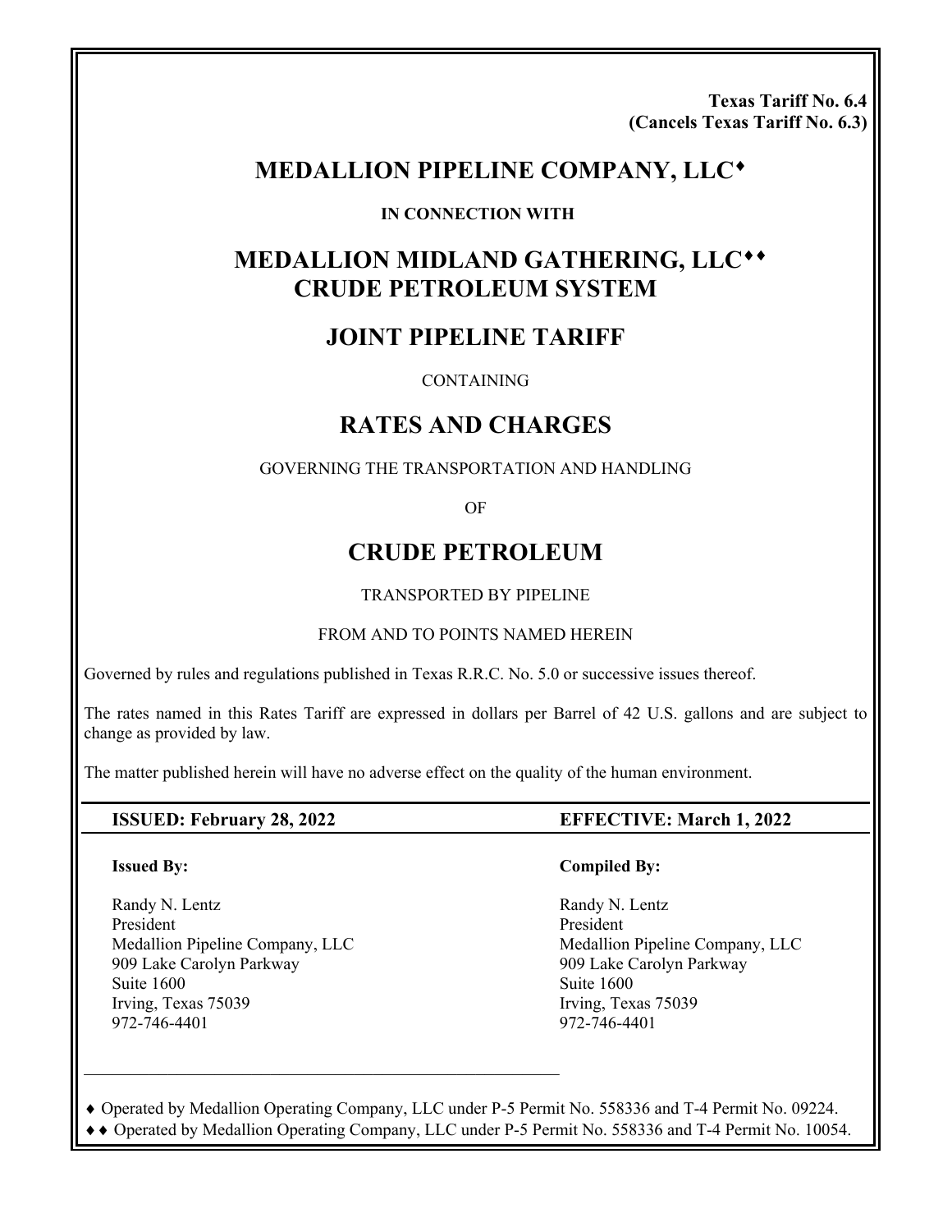**Texas Tariff No. 6.4**
**(Cancels Texas Tariff No. 6.3)**

# MEDALLION PIPELINE COMPANY, LLC♦

**IN CONNECTION WITH**

# MEDALLION MIDLAND GATHERING, LLC♦♦ CRUDE PETROLEUM SYSTEM

## JOINT PIPELINE TARIFF

CONTAINING

## RATES AND CHARGES

GOVERNING THE TRANSPORTATION AND HANDLING

OF

## CRUDE PETROLEUM

TRANSPORTED BY PIPELINE

FROM AND TO POINTS NAMED HEREIN

Governed by rules and regulations published in Texas R.R.C. No. 5.0 or successive issues thereof.

The rates named in this Rates Tariff are expressed in dollars per Barrel of 42 U.S. gallons and are subject to change as provided by law.

The matter published herein will have no adverse effect on the quality of the human environment.

**ISSUED: February 28, 2022** | **EFFECTIVE: March 1, 2022**

**Issued By:**

Randy N. Lentz
President
Medallion Pipeline Company, LLC
909 Lake Carolyn Parkway
Suite 1600
Irving, Texas 75039
972-746-4401

**Compiled By:**

Randy N. Lentz
President
Medallion Pipeline Company, LLC
909 Lake Carolyn Parkway
Suite 1600
Irving, Texas 75039
972-746-4401

---

♦ Operated by Medallion Operating Company, LLC under P-5 Permit No. 558336 and T-4 Permit No. 09224.

♦♦ Operated by Medallion Operating Company, LLC under P-5 Permit No. 558336 and T-4 Permit No. 10054.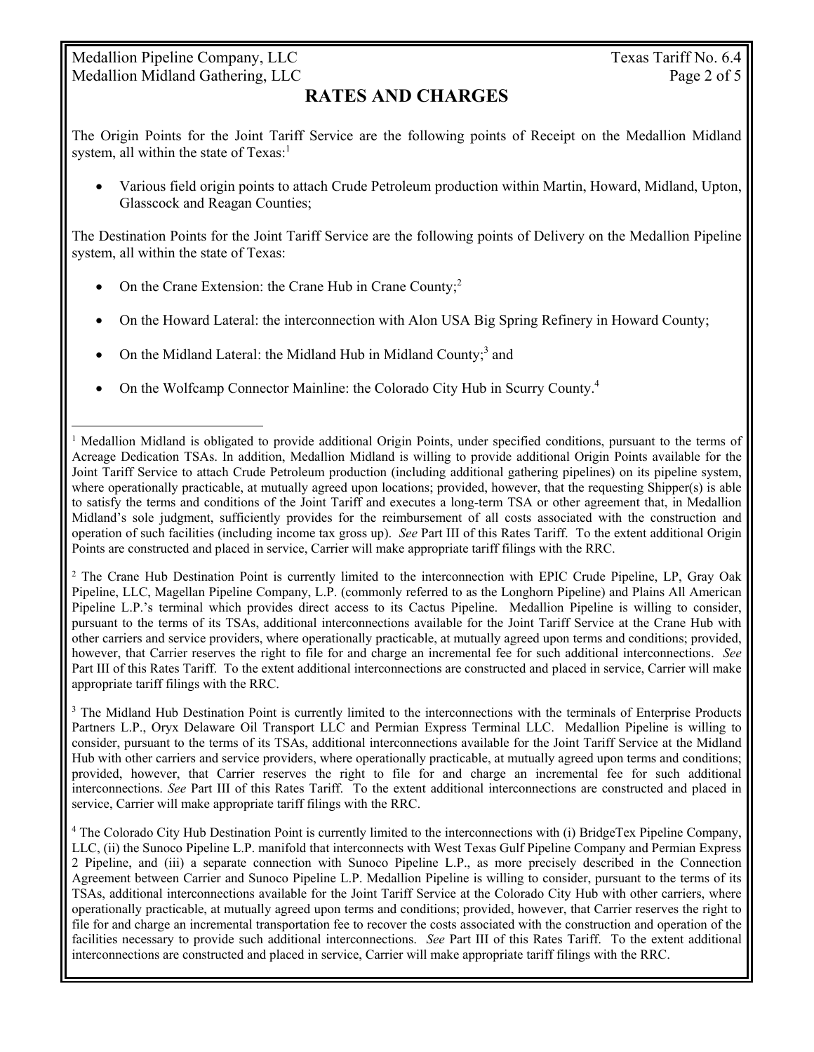## RATES AND CHARGES

The Origin Points for the Joint Tariff Service are the following points of Receipt on the Medallion Midland system, all within the state of Texas:[1]

- Various field origin points to attach Crude Petroleum production within Martin, Howard, Midland, Upton, Glasscock and Reagan Counties;

The Destination Points for the Joint Tariff Service are the following points of Delivery on the Medallion Pipeline system, all within the state of Texas:

- On the Crane Extension: the Crane Hub in Crane County;[2]
- On the Howard Lateral: the interconnection with Alon USA Big Spring Refinery in Howard County;
- On the Midland Lateral: the Midland Hub in Midland County;[3] and
- On the Wolfcamp Connector Mainline: the Colorado City Hub in Scurry County.[4]

---

[1] Medallion Midland is obligated to provide additional Origin Points, under specified conditions, pursuant to the terms of Acreage Dedication TSAs. In addition, Medallion Midland is willing to provide additional Origin Points available for the Joint Tariff Service to attach Crude Petroleum production (including additional gathering pipelines) on its pipeline system, where operationally practicable, at mutually agreed upon locations; provided, however, that the requesting Shipper(s) is able to satisfy the terms and conditions of the Joint Tariff and executes a long-term TSA or other agreement that, in Medallion Midland's sole judgment, sufficiently provides for the reimbursement of all costs associated with the construction and operation of such facilities (including income tax gross up). *See* Part III of this Rates Tariff. To the extent additional Origin Points are constructed and placed in service, Carrier will make appropriate tariff filings with the RRC.

[2] The Crane Hub Destination Point is currently limited to the interconnection with EPIC Crude Pipeline, LP, Gray Oak Pipeline, LLC, Magellan Pipeline Company, L.P. (commonly referred to as the Longhorn Pipeline) and Plains All American Pipeline L.P.'s terminal which provides direct access to its Cactus Pipeline. Medallion Pipeline is willing to consider, pursuant to the terms of its TSAs, additional interconnections available for the Joint Tariff Service at the Crane Hub with other carriers and service providers, where operationally practicable, at mutually agreed upon terms and conditions; provided, however, that Carrier reserves the right to file for and charge an incremental fee for such additional interconnections. *See* Part III of this Rates Tariff. To the extent additional interconnections are constructed and placed in service, Carrier will make appropriate tariff filings with the RRC.

[3] The Midland Hub Destination Point is currently limited to the interconnections with the terminals of Enterprise Products Partners L.P., Oryx Delaware Oil Transport LLC and Permian Express Terminal LLC. Medallion Pipeline is willing to consider, pursuant to the terms of its TSAs, additional interconnections available for the Joint Tariff Service at the Midland Hub with other carriers and service providers, where operationally practicable, at mutually agreed upon terms and conditions; provided, however, that Carrier reserves the right to file for and charge an incremental fee for such additional interconnections. *See* Part III of this Rates Tariff. To the extent additional interconnections are constructed and placed in service, Carrier will make appropriate tariff filings with the RRC.

[4] The Colorado City Hub Destination Point is currently limited to the interconnections with (i) BridgeTex Pipeline Company, LLC, (ii) the Sunoco Pipeline L.P. manifold that interconnects with West Texas Gulf Pipeline Company and Permian Express 2 Pipeline, and (iii) a separate connection with Sunoco Pipeline L.P., as more precisely described in the Connection Agreement between Carrier and Sunoco Pipeline L.P. Medallion Pipeline is willing to consider, pursuant to the terms of its TSAs, additional interconnections available for the Joint Tariff Service at the Colorado City Hub with other carriers, where operationally practicable, at mutually agreed upon terms and conditions; provided, however, that Carrier reserves the right to file for and charge an incremental transportation fee to recover the costs associated with the construction and operation of the facilities necessary to provide such additional interconnections. *See* Part III of this Rates Tariff. To the extent additional interconnections are constructed and placed in service, Carrier will make appropriate tariff filings with the RRC.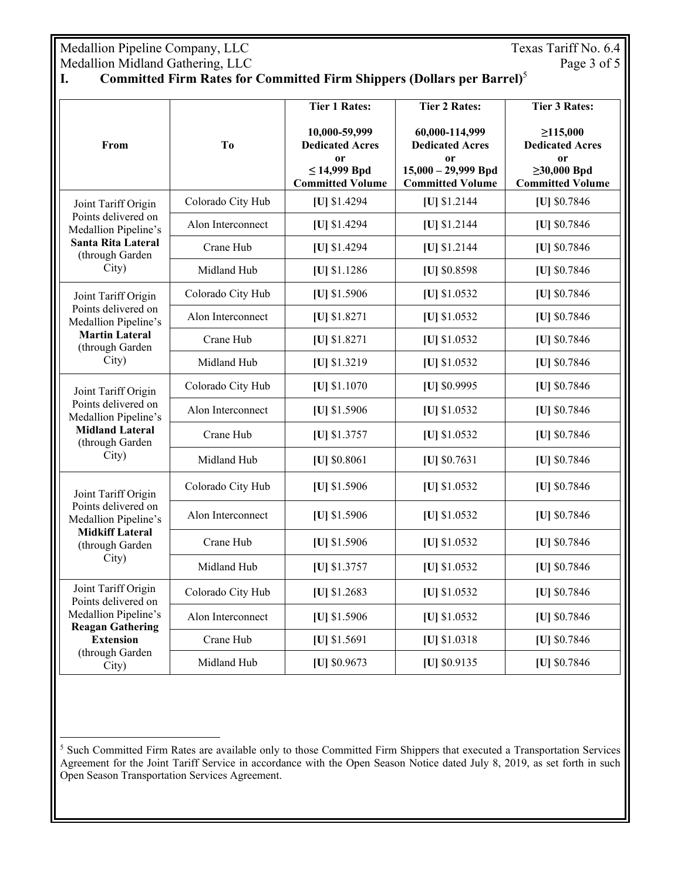## I. Committed Firm Rates for Committed Firm Shippers (Dollars per Barrel)[5]

| From | To | Tier 1 Rates: 10,000-59,999 Dedicated Acres or ≤ 14,999 Bpd Committed Volume | Tier 2 Rates: 60,000-114,999 Dedicated Acres or 15,000 – 29,999 Bpd Committed Volume | Tier 3 Rates: ≥115,000 Dedicated Acres or ≥30,000 Bpd Committed Volume |
|---|---|---|---|---|
| Joint Tariff Origin Points delivered on Medallion Pipeline's **Santa Rita Lateral** (through Garden City) | Colorado City Hub | **[U]** $1.4294 | **[U]** $1.2144 | **[U]** $0.7846 |
| | Alon Interconnect | **[U]** $1.4294 | **[U]** $1.2144 | **[U]** $0.7846 |
| | Crane Hub | **[U]** $1.4294 | **[U]** $1.2144 | **[U]** $0.7846 |
| | Midland Hub | **[U]** $1.1286 | **[U]** $0.8598 | **[U]** $0.7846 |
| Joint Tariff Origin Points delivered on Medallion Pipeline's **Martin Lateral** (through Garden City) | Colorado City Hub | **[U]** $1.5906 | **[U]** $1.0532 | **[U]** $0.7846 |
| | Alon Interconnect | **[U]** $1.8271 | **[U]** $1.0532 | **[U]** $0.7846 |
| | Crane Hub | **[U]** $1.8271 | **[U]** $1.0532 | **[U]** $0.7846 |
| | Midland Hub | **[U]** $1.3219 | **[U]** $1.0532 | **[U]** $0.7846 |
| Joint Tariff Origin Points delivered on Medallion Pipeline's **Midland Lateral** (through Garden City) | Colorado City Hub | **[U]** $1.1070 | **[U]** $0.9995 | **[U]** $0.7846 |
| | Alon Interconnect | **[U]** $1.5906 | **[U]** $1.0532 | **[U]** $0.7846 |
| | Crane Hub | **[U]** $1.3757 | **[U]** $1.0532 | **[U]** $0.7846 |
| | Midland Hub | **[U]** $0.8061 | **[U]** $0.7631 | **[U]** $0.7846 |
| Joint Tariff Origin Points delivered on Medallion Pipeline's **Midkiff Lateral** (through Garden City) | Colorado City Hub | **[U]** $1.5906 | **[U]** $1.0532 | **[U]** $0.7846 |
| | Alon Interconnect | **[U]** $1.5906 | **[U]** $1.0532 | **[U]** $0.7846 |
| | Crane Hub | **[U]** $1.5906 | **[U]** $1.0532 | **[U]** $0.7846 |
| | Midland Hub | **[U]** $1.3757 | **[U]** $1.0532 | **[U]** $0.7846 |
| Joint Tariff Origin Points delivered on Medallion Pipeline's **Reagan Gathering Extension** (through Garden City) | Colorado City Hub | **[U]** $1.2683 | **[U]** $1.0532 | **[U]** $0.7846 |
| | Alon Interconnect | **[U]** $1.5906 | **[U]** $1.0532 | **[U]** $0.7846 |
| | Crane Hub | **[U]** $1.5691 | **[U]** $1.0318 | **[U]** $0.7846 |
| | Midland Hub | **[U]** $0.9673 | **[U]** $0.9135 | **[U]** $0.7846 |

[5] Such Committed Firm Rates are available only to those Committed Firm Shippers that executed a Transportation Services Agreement for the Joint Tariff Service in accordance with the Open Season Notice dated July 8, 2019, as set forth in such Open Season Transportation Services Agreement.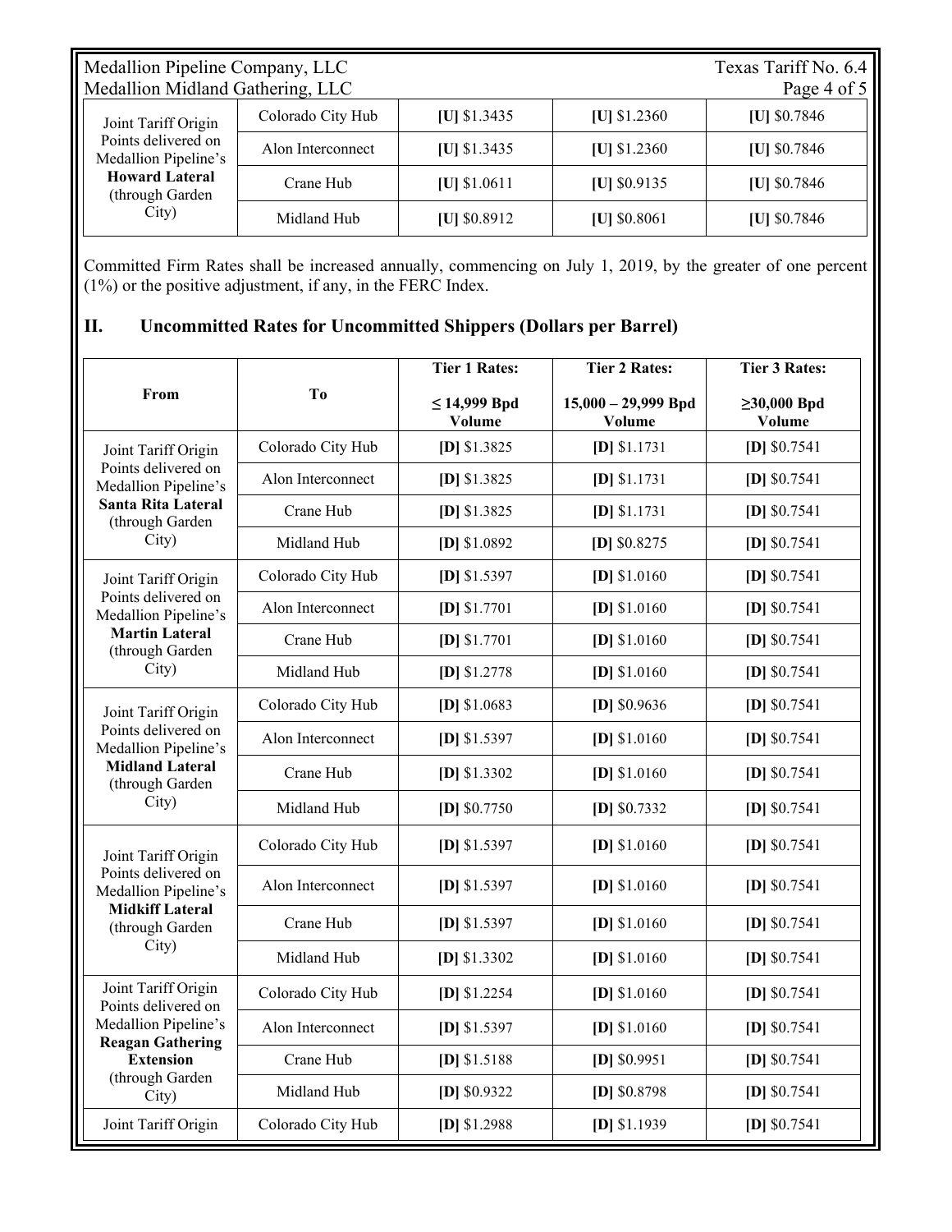| | | | | |
|---|---|---|---|---|
| Joint Tariff Origin Points delivered on Medallion Pipeline's **Howard Lateral** (through Garden City) | Colorado City Hub | **[U]** $1.3435 | **[U]** $1.2360 | **[U]** $0.7846 |
| | Alon Interconnect | **[U]** $1.3435 | **[U]** $1.2360 | **[U]** $0.7846 |
| | Crane Hub | **[U]** $1.0611 | **[U]** $0.9135 | **[U]** $0.7846 |
| | Midland Hub | **[U]** $0.8912 | **[U]** $0.8061 | **[U]** $0.7846 |

Committed Firm Rates shall be increased annually, commencing on July 1, 2019, by the greater of one percent (1%) or the positive adjustment, if any, in the FERC Index.

## II. Uncommitted Rates for Uncommitted Shippers (Dollars per Barrel)

| From | To | **Tier 1 Rates:** ≤ 14,999 Bpd Volume | **Tier 2 Rates:** 15,000 – 29,999 Bpd Volume | **Tier 3 Rates:** ≥30,000 Bpd Volume |
|---|---|---|---|---|
| Joint Tariff Origin Points delivered on Medallion Pipeline's **Santa Rita Lateral** (through Garden City) | Colorado City Hub | **[D]** $1.3825 | **[D]** $1.1731 | **[D]** $0.7541 |
| | Alon Interconnect | **[D]** $1.3825 | **[D]** $1.1731 | **[D]** $0.7541 |
| | Crane Hub | **[D]** $1.3825 | **[D]** $1.1731 | **[D]** $0.7541 |
| | Midland Hub | **[D]** $1.0892 | **[D]** $0.8275 | **[D]** $0.7541 |
| Joint Tariff Origin Points delivered on Medallion Pipeline's **Martin Lateral** (through Garden City) | Colorado City Hub | **[D]** $1.5397 | **[D]** $1.0160 | **[D]** $0.7541 |
| | Alon Interconnect | **[D]** $1.7701 | **[D]** $1.0160 | **[D]** $0.7541 |
| | Crane Hub | **[D]** $1.7701 | **[D]** $1.0160 | **[D]** $0.7541 |
| | Midland Hub | **[D]** $1.2778 | **[D]** $1.0160 | **[D]** $0.7541 |
| Joint Tariff Origin Points delivered on Medallion Pipeline's **Midland Lateral** (through Garden City) | Colorado City Hub | **[D]** $1.0683 | **[D]** $0.9636 | **[D]** $0.7541 |
| | Alon Interconnect | **[D]** $1.5397 | **[D]** $1.0160 | **[D]** $0.7541 |
| | Crane Hub | **[D]** $1.3302 | **[D]** $1.0160 | **[D]** $0.7541 |
| | Midland Hub | **[D]** $0.7750 | **[D]** $0.7332 | **[D]** $0.7541 |
| Joint Tariff Origin Points delivered on Medallion Pipeline's **Midkiff Lateral** (through Garden City) | Colorado City Hub | **[D]** $1.5397 | **[D]** $1.0160 | **[D]** $0.7541 |
| | Alon Interconnect | **[D]** $1.5397 | **[D]** $1.0160 | **[D]** $0.7541 |
| | Crane Hub | **[D]** $1.5397 | **[D]** $1.0160 | **[D]** $0.7541 |
| | Midland Hub | **[D]** $1.3302 | **[D]** $1.0160 | **[D]** $0.7541 |
| Joint Tariff Origin Points delivered on Medallion Pipeline's **Reagan Gathering Extension** (through Garden City) | Colorado City Hub | **[D]** $1.2254 | **[D]** $1.0160 | **[D]** $0.7541 |
| | Alon Interconnect | **[D]** $1.5397 | **[D]** $1.0160 | **[D]** $0.7541 |
| | Crane Hub | **[D]** $1.5188 | **[D]** $0.9951 | **[D]** $0.7541 |
| | Midland Hub | **[D]** $0.9322 | **[D]** $0.8798 | **[D]** $0.7541 |
| Joint Tariff Origin | Colorado City Hub | **[D]** $1.2988 | **[D]** $1.1939 | **[D]** $0.7541 |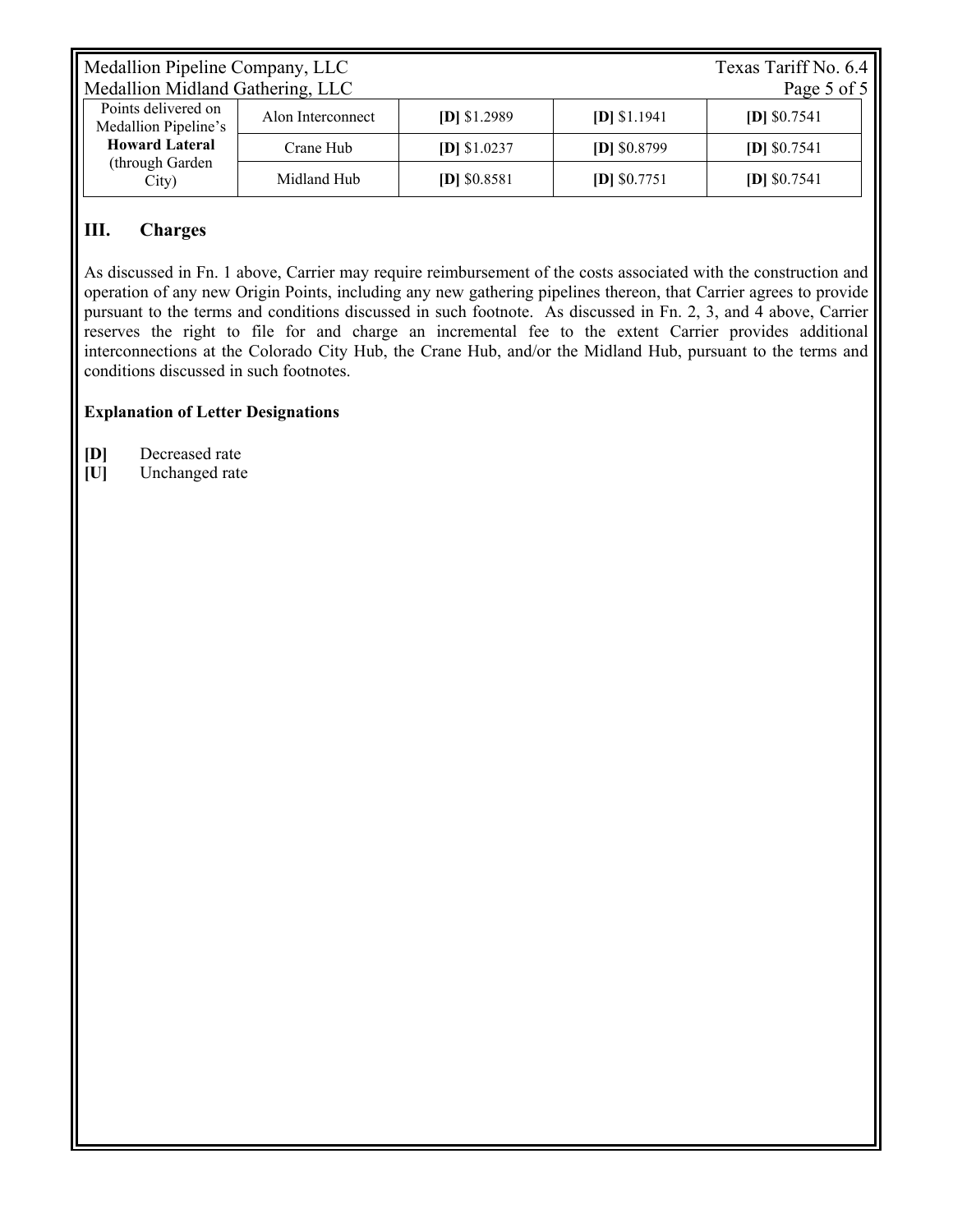| | | | | |
|---|---|---|---|---|
| Points delivered on Medallion Pipeline's **Howard Lateral** (through Garden City) | Alon Interconnect | **[D]** $1.2989 | **[D]** $1.1941 | **[D]** $0.7541 |
| | Crane Hub | **[D]** $1.0237 | **[D]** $0.8799 | **[D]** $0.7541 |
| | Midland Hub | **[D]** $0.8581 | **[D]** $0.7751 | **[D]** $0.7541 |

## III. Charges

As discussed in Fn. 1 above, Carrier may require reimbursement of the costs associated with the construction and operation of any new Origin Points, including any new gathering pipelines thereon, that Carrier agrees to provide pursuant to the terms and conditions discussed in such footnote. As discussed in Fn. 2, 3, and 4 above, Carrier reserves the right to file for and charge an incremental fee to the extent Carrier provides additional interconnections at the Colorado City Hub, the Crane Hub, and/or the Midland Hub, pursuant to the terms and conditions discussed in such footnotes.

**Explanation of Letter Designations**

**[D]** Decreased rate
**[U]** Unchanged rate